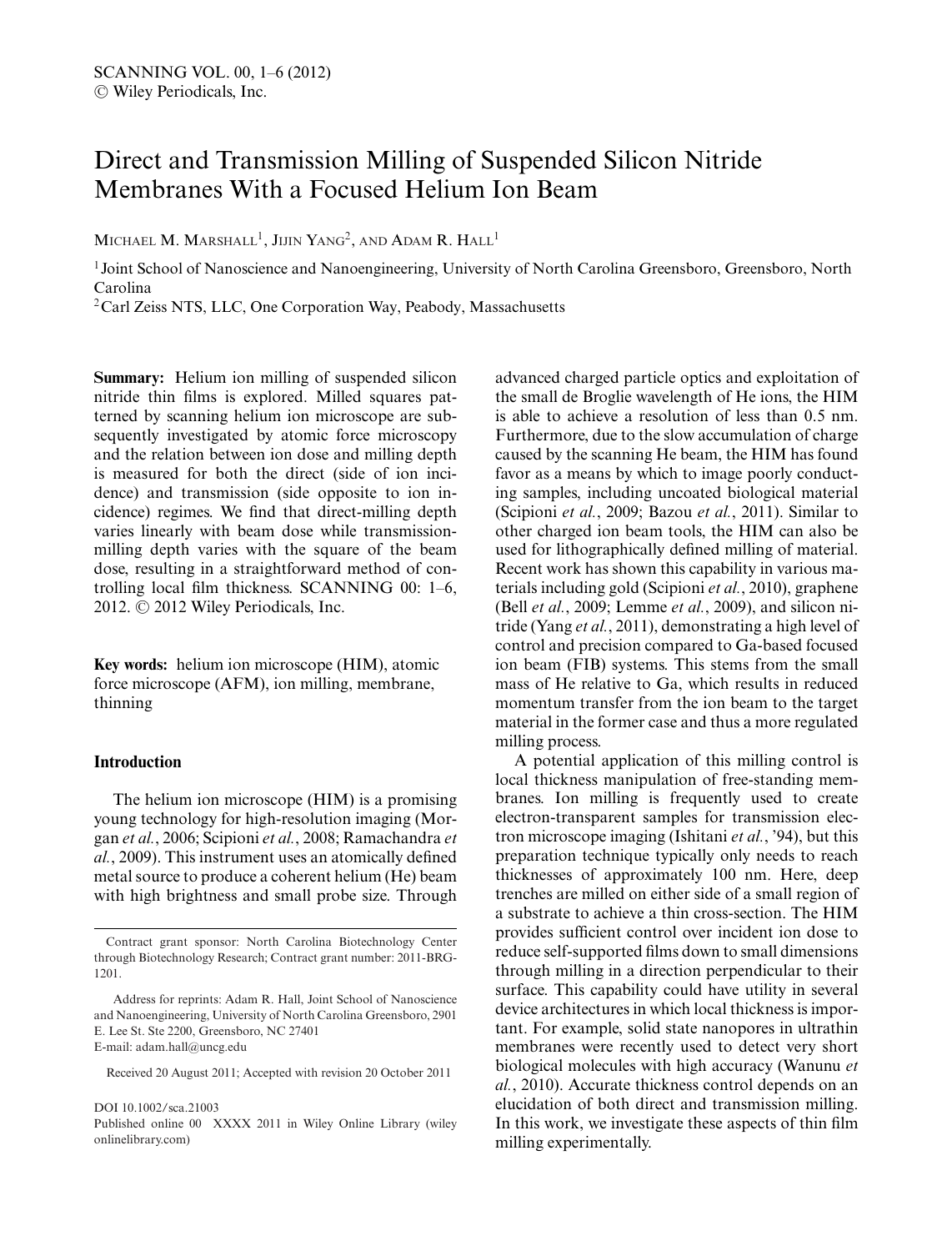# Direct and Transmission Milling of Suspended Silicon Nitride Membranes With a Focused Helium Ion Beam

MICHAEL M. MARSHALL[1], JIJIN YANG[2], AND ADAM R. HALL[1]

[1]Joint School of Nanoscience and Nanoengineering, University of North Carolina Greensboro, Greensboro, North Carolina

[2]Carl Zeiss NTS, LLC, One Corporation Way, Peabody, Massachusetts

**Summary:** Helium ion milling of suspended silicon nitride thin films is explored. Milled squares patterned by scanning helium ion microscope are subsequently investigated by atomic force microscopy and the relation between ion dose and milling depth is measured for both the direct (side of ion incidence) and transmission (side opposite to ion incidence) regimes. We find that direct-milling depth varies linearly with beam dose while transmission-milling depth varies with the square of the beam dose, resulting in a straightforward method of controlling local film thickness. SCANNING 00: 1–6, 2012. © 2012 Wiley Periodicals, Inc.

**Key words:** helium ion microscope (HIM), atomic force microscope (AFM), ion milling, membrane, thinning

## Introduction

The helium ion microscope (HIM) is a promising young technology for high-resolution imaging (Morgan *et al.*, 2006; Scipioni *et al.*, 2008; Ramachandra *et al.*, 2009). This instrument uses an atomically defined metal source to produce a coherent helium (He) beam with high brightness and small probe size. Through advanced charged particle optics and exploitation of the small de Broglie wavelength of He ions, the HIM is able to achieve a resolution of less than 0.5 nm. Furthermore, due to the slow accumulation of charge caused by the scanning He beam, the HIM has found favor as a means by which to image poorly conducting samples, including uncoated biological material (Scipioni *et al.*, 2009; Bazou *et al.*, 2011). Similar to other charged ion beam tools, the HIM can also be used for lithographically defined milling of material. Recent work has shown this capability in various materials including gold (Scipioni *et al.*, 2010), graphene (Bell *et al.*, 2009; Lemme *et al.*, 2009), and silicon nitride (Yang *et al.*, 2011), demonstrating a high level of control and precision compared to Ga-based focused ion beam (FIB) systems. This stems from the small mass of He relative to Ga, which results in reduced momentum transfer from the ion beam to the target material in the former case and thus a more regulated milling process.

A potential application of this milling control is local thickness manipulation of free-standing membranes. Ion milling is frequently used to create electron-transparent samples for transmission electron microscope imaging (Ishitani *et al.*, '94), but this preparation technique typically only needs to reach thicknesses of approximately 100 nm. Here, deep trenches are milled on either side of a small region of a substrate to achieve a thin cross-section. The HIM provides sufficient control over incident ion dose to reduce self-supported films down to small dimensions through milling in a direction perpendicular to their surface. This capability could have utility in several device architectures in which local thickness is important. For example, solid state nanopores in ultrathin membranes were recently used to detect very short biological molecules with high accuracy (Wanunu *et al.*, 2010). Accurate thickness control depends on an elucidation of both direct and transmission milling. In this work, we investigate these aspects of thin film milling experimentally.

---

Contract grant sponsor: North Carolina Biotechnology Center through Biotechnology Research; Contract grant number: 2011-BRG-1201.

Address for reprints: Adam R. Hall, Joint School of Nanoscience and Nanoengineering, University of North Carolina Greensboro, 2901 E. Lee St. Ste 2200, Greensboro, NC 27401
E-mail: adam.hall@uncg.edu

Received 20 August 2011; Accepted with revision 20 October 2011

DOI 10.1002/sca.21003
Published online 00 XXXX 2011 in Wiley Online Library (wileyonlinelibrary.com)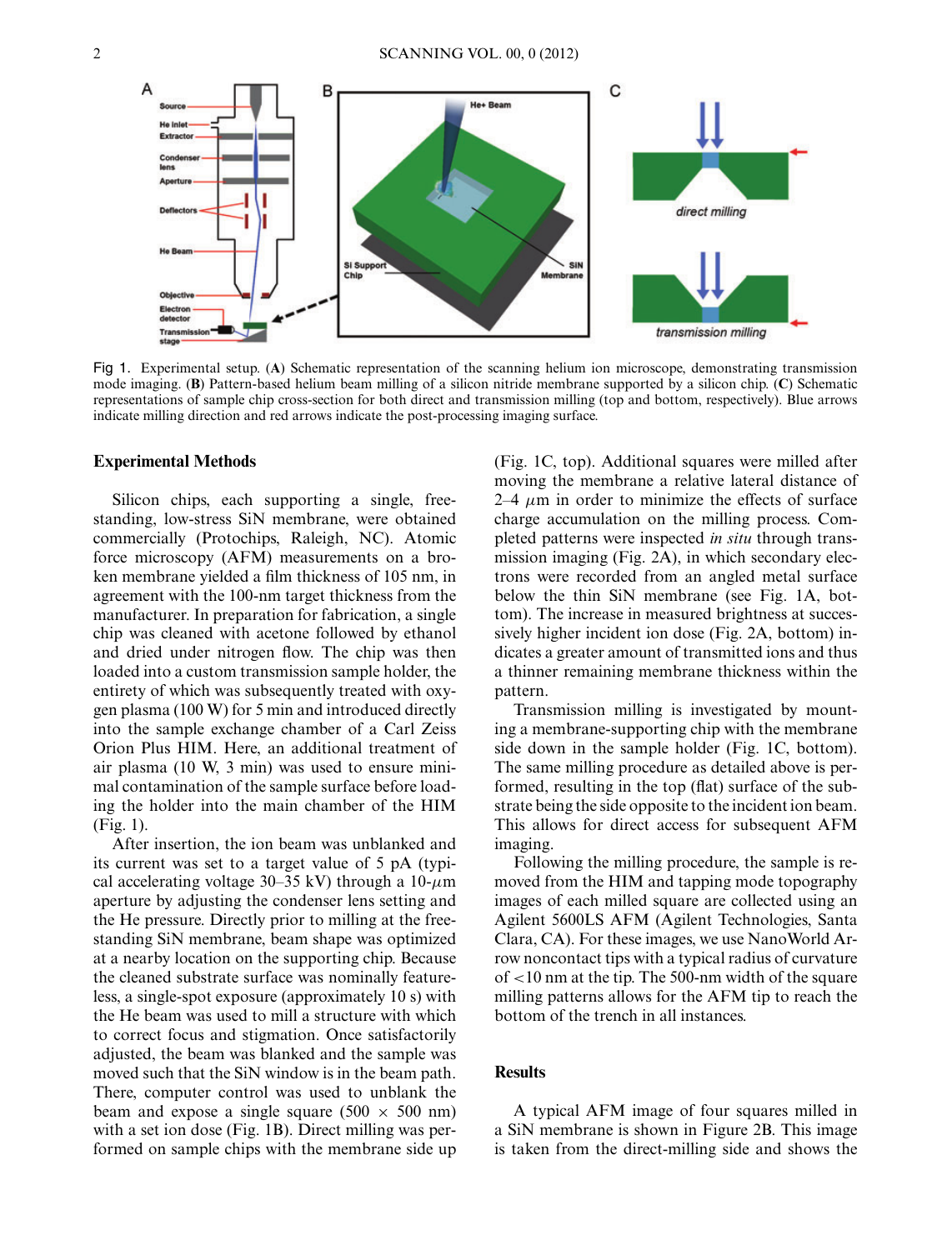Fig 1. Experimental setup. (**A**) Schematic representation of the scanning helium ion microscope, demonstrating transmission mode imaging. (**B**) Pattern-based helium beam milling of a silicon nitride membrane supported by a silicon chip. (**C**) Schematic representations of sample chip cross-section for both direct and transmission milling (top and bottom, respectively). Blue arrows indicate milling direction and red arrows indicate the post-processing imaging surface.

### Experimental Methods

Silicon chips, each supporting a single, free-standing, low-stress SiN membrane, were obtained commercially (Protochips, Raleigh, NC). Atomic force microscopy (AFM) measurements on a broken membrane yielded a film thickness of 105 nm, in agreement with the 100-nm target thickness from the manufacturer. In preparation for fabrication, a single chip was cleaned with acetone followed by ethanol and dried under nitrogen flow. The chip was then loaded into a custom transmission sample holder, the entirety of which was subsequently treated with oxygen plasma (100 W) for 5 min and introduced directly into the sample exchange chamber of a Carl Zeiss Orion Plus HIM. Here, an additional treatment of air plasma (10 W, 3 min) was used to ensure minimal contamination of the sample surface before loading the holder into the main chamber of the HIM (Fig. 1).

After insertion, the ion beam was unblanked and its current was set to a target value of 5 pA (typical accelerating voltage 30–35 kV) through a 10-$\mu$m aperture by adjusting the condenser lens setting and the He pressure. Directly prior to milling at the free-standing SiN membrane, beam shape was optimized at a nearby location on the supporting chip. Because the cleaned substrate surface was nominally featureless, a single-spot exposure (approximately 10 s) with the He beam was used to mill a structure with which to correct focus and stigmation. Once satisfactorily adjusted, the beam was blanked and the sample was moved such that the SiN window is in the beam path. There, computer control was used to unblank the beam and expose a single square (500 $\times$ 500 nm) with a set ion dose (Fig. 1B). Direct milling was performed on sample chips with the membrane side up (Fig. 1C, top). Additional squares were milled after moving the membrane a relative lateral distance of 2–4 $\mu$m in order to minimize the effects of surface charge accumulation on the milling process. Completed patterns were inspected *in situ* through transmission imaging (Fig. 2A), in which secondary electrons were recorded from an angled metal surface below the thin SiN membrane (see Fig. 1A, bottom). The increase in measured brightness at successively higher incident ion dose (Fig. 2A, bottom) indicates a greater amount of transmitted ions and thus a thinner remaining membrane thickness within the pattern.

Transmission milling is investigated by mounting a membrane-supporting chip with the membrane side down in the sample holder (Fig. 1C, bottom). The same milling procedure as detailed above is performed, resulting in the top (flat) surface of the substrate being the side opposite to the incident ion beam. This allows for direct access for subsequent AFM imaging.

Following the milling procedure, the sample is removed from the HIM and tapping mode topography images of each milled square are collected using an Agilent 5600LS AFM (Agilent Technologies, Santa Clara, CA). For these images, we use NanoWorld Arrow noncontact tips with a typical radius of curvature of <10 nm at the tip. The 500-nm width of the square milling patterns allows for the AFM tip to reach the bottom of the trench in all instances.

### Results

A typical AFM image of four squares milled in a SiN membrane is shown in Figure 2B. This image is taken from the direct-milling side and shows the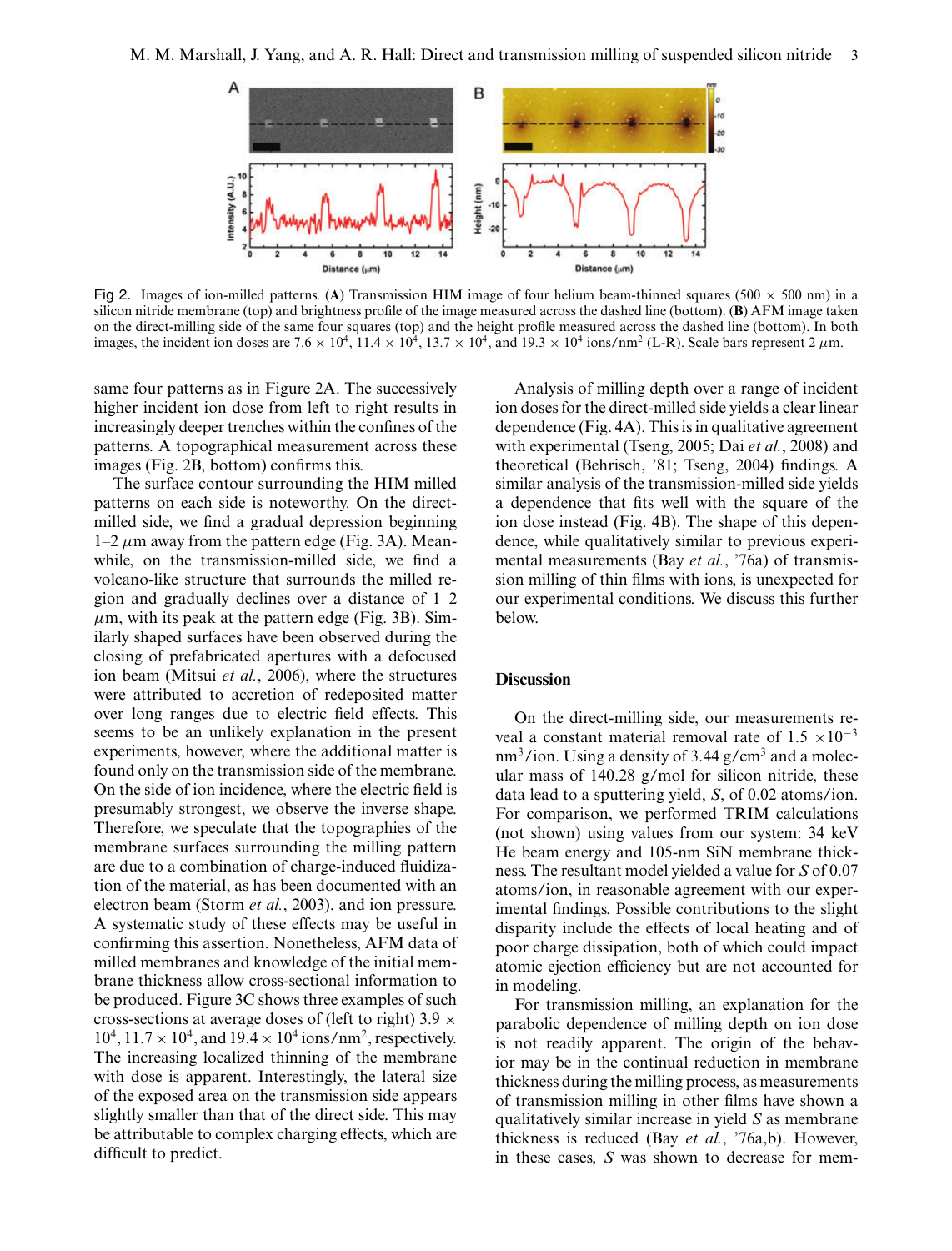Fig 2. Images of ion-milled patterns. (**A**) Transmission HIM image of four helium beam-thinned squares (500 × 500 nm) in a silicon nitride membrane (top) and brightness profile of the image measured across the dashed line (bottom). (**B**) AFM image taken on the direct-milling side of the same four squares (top) and the height profile measured across the dashed line (bottom). In both images, the incident ion doses are $7.6 \times 10^4$, $11.4 \times 10^4$, $13.7 \times 10^4$, and $19.3 \times 10^4$ ions/nm$^2$ (L-R). Scale bars represent 2 $\mu$m.

same four patterns as in Figure 2A. The successively higher incident ion dose from left to right results in increasingly deeper trenches within the confines of the patterns. A topographical measurement across these images (Fig. 2B, bottom) confirms this.

The surface contour surrounding the HIM milled patterns on each side is noteworthy. On the direct-milled side, we find a gradual depression beginning 1–2 $\mu$m away from the pattern edge (Fig. 3A). Meanwhile, on the transmission-milled side, we find a volcano-like structure that surrounds the milled region and gradually declines over a distance of 1–2 $\mu$m, with its peak at the pattern edge (Fig. 3B). Similarly shaped surfaces have been observed during the closing of prefabricated apertures with a defocused ion beam (Mitsui *et al.*, 2006), where the structures were attributed to accretion of redeposited matter over long ranges due to electric field effects. This seems to be an unlikely explanation in the present experiments, however, where the additional matter is found only on the transmission side of the membrane. On the side of ion incidence, where the electric field is presumably strongest, we observe the inverse shape. Therefore, we speculate that the topographies of the membrane surfaces surrounding the milling pattern are due to a combination of charge-induced fluidization of the material, as has been documented with an electron beam (Storm *et al.*, 2003), and ion pressure. A systematic study of these effects may be useful in confirming this assertion. Nonetheless, AFM data of milled membranes and knowledge of the initial membrane thickness allow cross-sectional information to be produced. Figure 3C shows three examples of such cross-sections at average doses of (left to right) $3.9 \times 10^4$, $11.7 \times 10^4$, and $19.4 \times 10^4$ ions/nm$^2$, respectively. The increasing localized thinning of the membrane with dose is apparent. Interestingly, the lateral size of the exposed area on the transmission side appears slightly smaller than that of the direct side. This may be attributable to complex charging effects, which are difficult to predict.

Analysis of milling depth over a range of incident ion doses for the direct-milled side yields a clear linear dependence (Fig. 4A). This is in qualitative agreement with experimental (Tseng, 2005; Dai *et al.*, 2008) and theoretical (Behrisch, '81; Tseng, 2004) findings. A similar analysis of the transmission-milled side yields a dependence that fits well with the square of the ion dose instead (Fig. 4B). The shape of this dependence, while qualitatively similar to previous experimental measurements (Bay *et al.*, '76a) of transmission milling of thin films with ions, is unexpected for our experimental conditions. We discuss this further below.

## Discussion

On the direct-milling side, our measurements reveal a constant material removal rate of $1.5 \times 10^{-3}$ nm$^3$/ion. Using a density of 3.44 g/cm$^3$ and a molecular mass of 140.28 g/mol for silicon nitride, these data lead to a sputtering yield, $S$, of 0.02 atoms/ion. For comparison, we performed TRIM calculations (not shown) using values from our system: 34 keV He beam energy and 105-nm SiN membrane thickness. The resultant model yielded a value for $S$ of 0.07 atoms/ion, in reasonable agreement with our experimental findings. Possible contributions to the slight disparity include the effects of local heating and of poor charge dissipation, both of which could impact atomic ejection efficiency but are not accounted for in modeling.

For transmission milling, an explanation for the parabolic dependence of milling depth on ion dose is not readily apparent. The origin of the behavior may be in the continual reduction in membrane thickness during the milling process, as measurements of transmission milling in other films have shown a qualitatively similar increase in yield $S$ as membrane thickness is reduced (Bay *et al.*, '76a,b). However, in these cases, $S$ was shown to decrease for mem-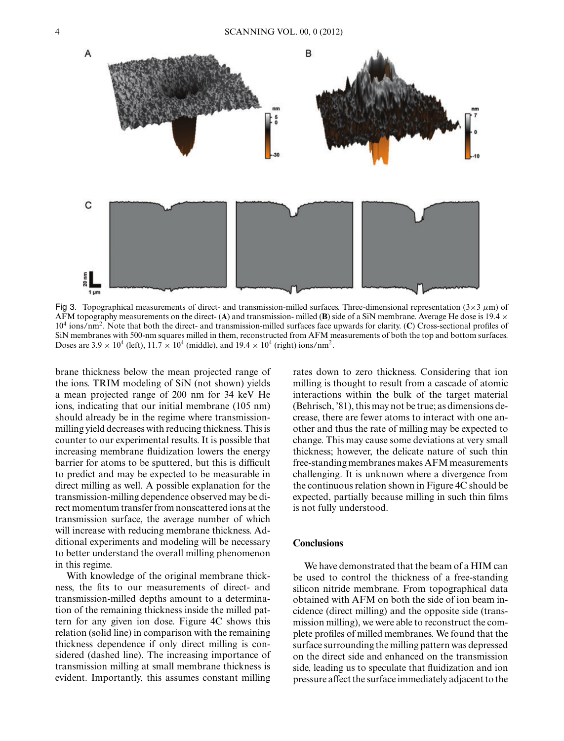Fig 3. Topographical measurements of direct- and transmission-milled surfaces. Three-dimensional representation ($3\times3$ $\mu$m) of AFM topography measurements on the direct- (**A**) and transmission- milled (**B**) side of a SiN membrane. Average He dose is $19.4 \times 10^4$ ions/nm$^2$. Note that both the direct- and transmission-milled surfaces face upwards for clarity. (**C**) Cross-sectional profiles of SiN membranes with 500-nm squares milled in them, reconstructed from AFM measurements of both the top and bottom surfaces. Doses are $3.9 \times 10^4$ (left), $11.7 \times 10^4$ (middle), and $19.4 \times 10^4$ (right) ions/nm$^2$.

brane thickness below the mean projected range of the ions. TRIM modeling of SiN (not shown) yields a mean projected range of 200 nm for 34 keV He ions, indicating that our initial membrane (105 nm) should already be in the regime where transmission-milling yield decreases with reducing thickness. This is counter to our experimental results. It is possible that increasing membrane fluidization lowers the energy barrier for atoms to be sputtered, but this is difficult to predict and may be expected to be measurable in direct milling as well. A possible explanation for the transmission-milling dependence observed may be direct momentum transfer from nonscattered ions at the transmission surface, the average number of which will increase with reducing membrane thickness. Additional experiments and modeling will be necessary to better understand the overall milling phenomenon in this regime.

With knowledge of the original membrane thickness, the fits to our measurements of direct- and transmission-milled depths amount to a determination of the remaining thickness inside the milled pattern for any given ion dose. Figure 4C shows this relation (solid line) in comparison with the remaining thickness dependence if only direct milling is considered (dashed line). The increasing importance of transmission milling at small membrane thickness is evident. Importantly, this assumes constant milling rates down to zero thickness. Considering that ion milling is thought to result from a cascade of atomic interactions within the bulk of the target material (Behrisch, '81), this may not be true; as dimensions decrease, there are fewer atoms to interact with one another and thus the rate of milling may be expected to change. This may cause some deviations at very small thickness; however, the delicate nature of such thin free-standing membranes makes AFM measurements challenging. It is unknown where a divergence from the continuous relation shown in Figure 4C should be expected, partially because milling in such thin films is not fully understood.

## Conclusions

We have demonstrated that the beam of a HIM can be used to control the thickness of a free-standing silicon nitride membrane. From topographical data obtained with AFM on both the side of ion beam incidence (direct milling) and the opposite side (transmission milling), we were able to reconstruct the complete profiles of milled membranes. We found that the surface surrounding the milling pattern was depressed on the direct side and enhanced on the transmission side, leading us to speculate that fluidization and ion pressure affect the surface immediately adjacent to the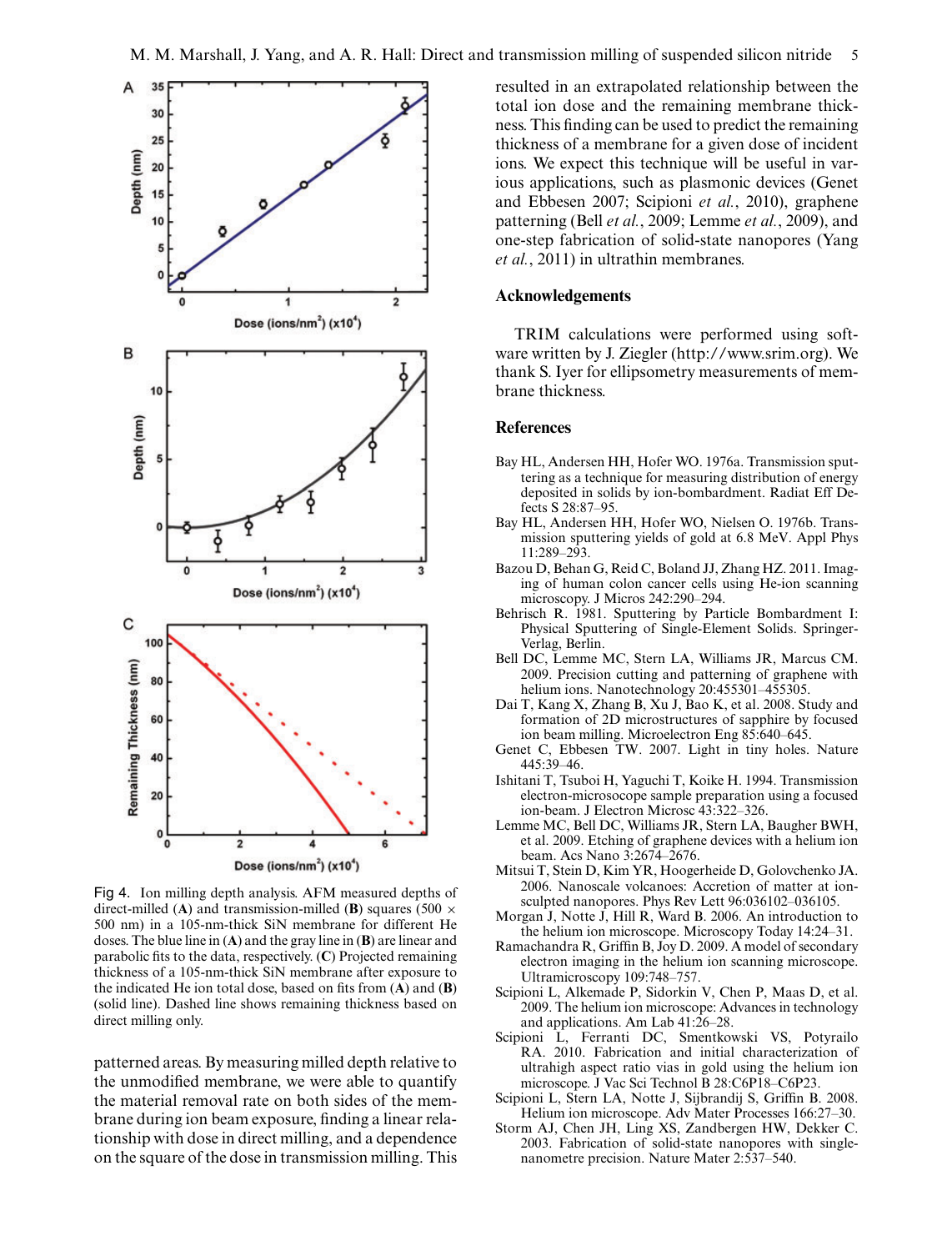Fig 4. Ion milling depth analysis. AFM measured depths of direct-milled (**A**) and transmission-milled (**B**) squares (500 × 500 nm) in a 105-nm-thick SiN membrane for different He doses. The blue line in (**A**) and the gray line in (**B**) are linear and parabolic fits to the data, respectively. (**C**) Projected remaining thickness of a 105-nm-thick SiN membrane after exposure to the indicated He ion total dose, based on fits from (**A**) and (**B**) (solid line). Dashed line shows remaining thickness based on direct milling only.

patterned areas. By measuring milled depth relative to the unmodified membrane, we were able to quantify the material removal rate on both sides of the membrane during ion beam exposure, finding a linear relationship with dose in direct milling, and a dependence on the square of the dose in transmission milling. This resulted in an extrapolated relationship between the total ion dose and the remaining membrane thickness. This finding can be used to predict the remaining thickness of a membrane for a given dose of incident ions. We expect this technique will be useful in various applications, such as plasmonic devices (Genet and Ebbesen 2007; Scipioni *et al.*, 2010), graphene patterning (Bell *et al.*, 2009; Lemme *et al.*, 2009), and one-step fabrication of solid-state nanopores (Yang *et al.*, 2011) in ultrathin membranes.

## Acknowledgements

TRIM calculations were performed using software written by J. Ziegler (http://www.srim.org). We thank S. Iyer for ellipsometry measurements of membrane thickness.

## References

Bay HL, Andersen HH, Hofer WO. 1976a. Transmission sputtering as a technique for measuring distribution of energy deposited in solids by ion-bombardment. Radiat Eff Defects S 28:87–95.

Bay HL, Andersen HH, Hofer WO, Nielsen O. 1976b. Transmission sputtering yields of gold at 6.8 MeV. Appl Phys 11:289–293.

Bazou D, Behan G, Reid C, Boland JJ, Zhang HZ. 2011. Imaging of human colon cancer cells using He-ion scanning microscopy. J Micros 242:290–294.

Behrisch R. 1981. Sputtering by Particle Bombardment I: Physical Sputtering of Single-Element Solids. Springer-Verlag, Berlin.

Bell DC, Lemme MC, Stern LA, Williams JR, Marcus CM. 2009. Precision cutting and patterning of graphene with helium ions. Nanotechnology 20:455301–455305.

Dai T, Kang X, Zhang B, Xu J, Bao K, et al. 2008. Study and formation of 2D microstructures of sapphire by focused ion beam milling. Microelectron Eng 85:640–645.

Genet C, Ebbesen TW. 2007. Light in tiny holes. Nature 445:39–46.

Ishitani T, Tsuboi H, Yaguchi T, Koike H. 1994. Transmission electron-microscope sample preparation using a focused ion-beam. J Electron Microsc 43:322–326.

Lemme MC, Bell DC, Williams JR, Stern LA, Baugher BWH, et al. 2009. Etching of graphene devices with a helium ion beam. Acs Nano 3:2674–2676.

Mitsui T, Stein D, Kim YR, Hoogerheide D, Golovchenko JA. 2006. Nanoscale volcanoes: Accretion of matter at ion-sculpted nanopores. Phys Rev Lett 96:036102–036105.

Morgan J, Notte J, Hill R, Ward B. 2006. An introduction to the helium ion microscope. Microscopy Today 14:24–31.

Ramachandra R, Griffin B, Joy D. 2009. A model of secondary electron imaging in the helium ion scanning microscope. Ultramicroscopy 109:748–757.

Scipioni L, Alkemade P, Sidorkin V, Chen P, Maas D, et al. 2009. The helium ion microscope: Advances in technology and applications. Am Lab 41:26–28.

Scipioni L, Ferranti DC, Smentkowski VS, Potyrailo RA. 2010. Fabrication and initial characterization of ultrahigh aspect ratio vias in gold using the helium ion microscope. J Vac Sci Technol B 28:C6P18–C6P23.

Scipioni L, Stern LA, Notte J, Sijbrandij S, Griffin B. 2008. Helium ion microscope. Adv Mater Processes 166:27–30.

Storm AJ, Chen JH, Ling XS, Zandbergen HW, Dekker C. 2003. Fabrication of solid-state nanopores with single-nanometre precision. Nature Mater 2:537–540.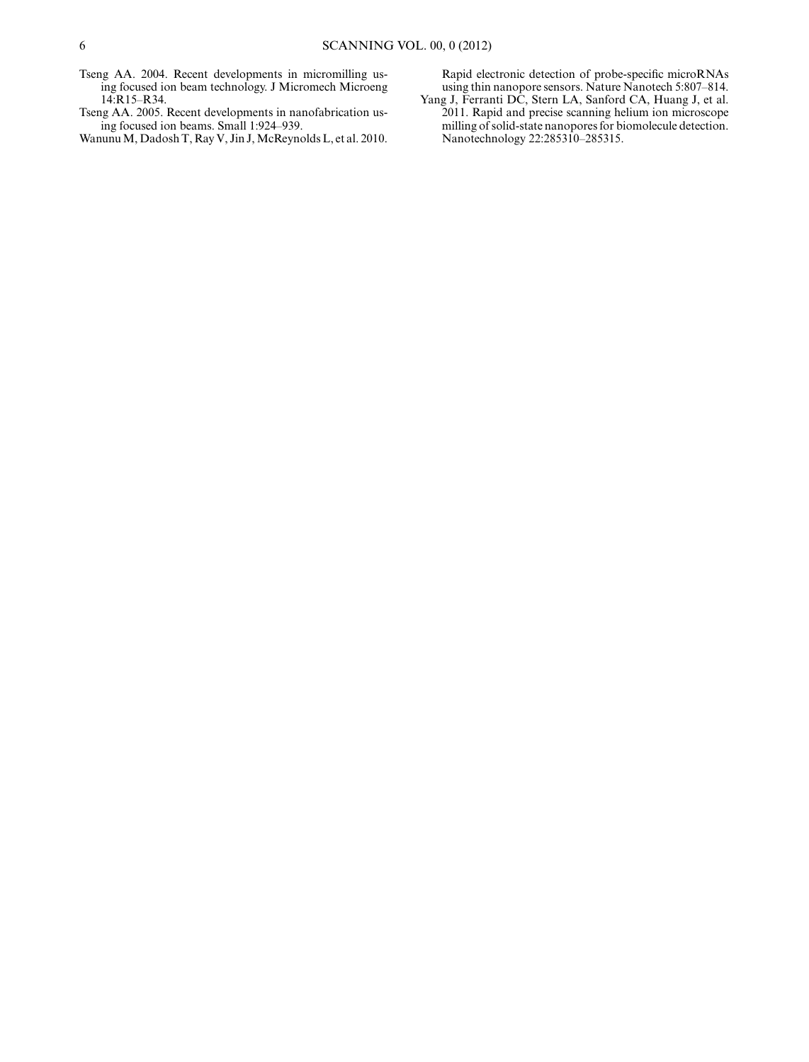Tseng AA. 2004. Recent developments in micromilling using focused ion beam technology. J Micromech Microeng 14:R15–R34.

Tseng AA. 2005. Recent developments in nanofabrication using focused ion beams. Small 1:924–939.

Wanunu M, Dadosh T, Ray V, Jin J, McReynolds L, et al. 2010. Rapid electronic detection of probe-specific microRNAs using thin nanopore sensors. Nature Nanotech 5:807–814.

Yang J, Ferranti DC, Stern LA, Sanford CA, Huang J, et al. 2011. Rapid and precise scanning helium ion microscope milling of solid-state nanopores for biomolecule detection. Nanotechnology 22:285310–285315.